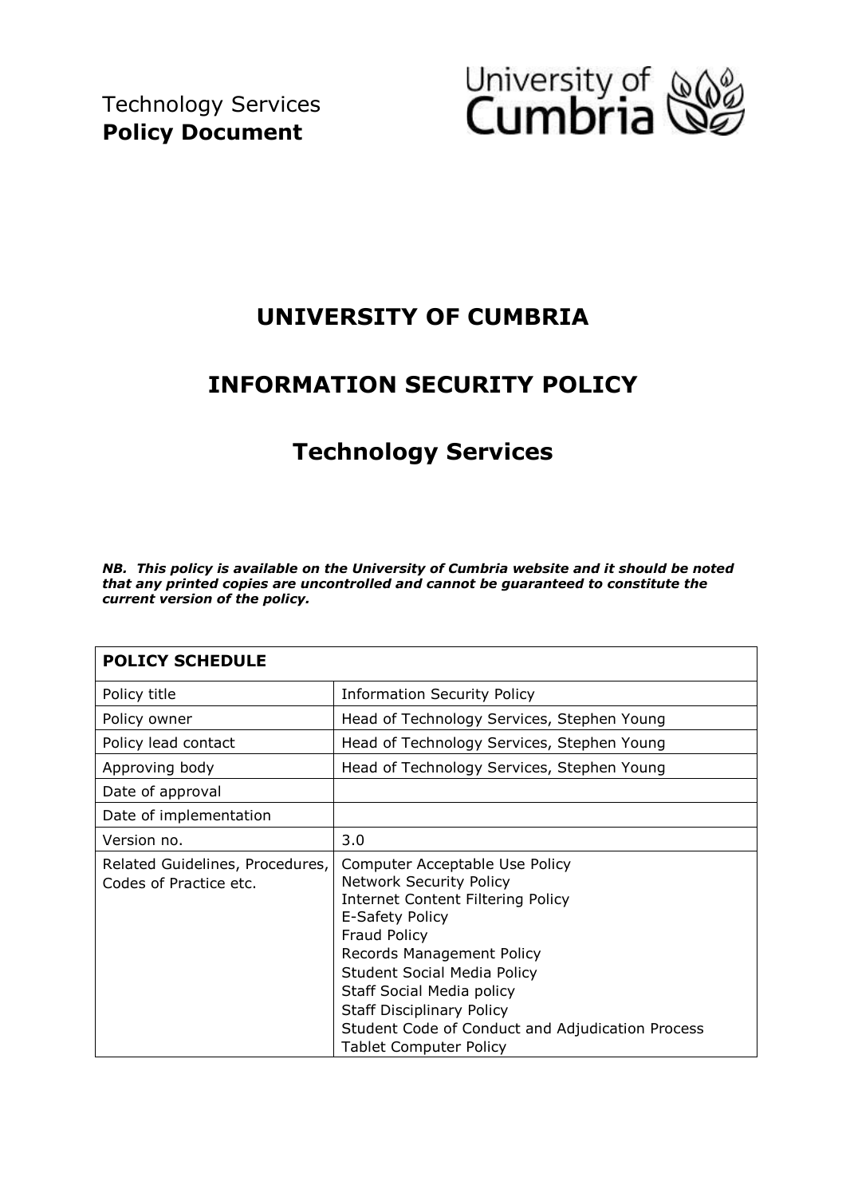Technology Services
**Policy Document**

University of Cumbria

# UNIVERSITY OF CUMBRIA

# INFORMATION SECURITY POLICY

## Technology Services

***NB. This policy is available on the University of Cumbria website and it should be noted that any printed copies are uncontrolled and cannot be guaranteed to constitute the current version of the policy.***

| **POLICY SCHEDULE** | |
|---|---|
| Policy title | Information Security Policy |
| Policy owner | Head of Technology Services, Stephen Young |
| Policy lead contact | Head of Technology Services, Stephen Young |
| Approving body | Head of Technology Services, Stephen Young |
| Date of approval | |
| Date of implementation | |
| Version no. | 3.0 |
| Related Guidelines, Procedures, Codes of Practice etc. | Computer Acceptable Use Policy<br>Network Security Policy<br>Internet Content Filtering Policy<br>E-Safety Policy<br>Fraud Policy<br>Records Management Policy<br>Student Social Media Policy<br>Staff Social Media policy<br>Staff Disciplinary Policy<br>Student Code of Conduct and Adjudication Process<br>Tablet Computer Policy |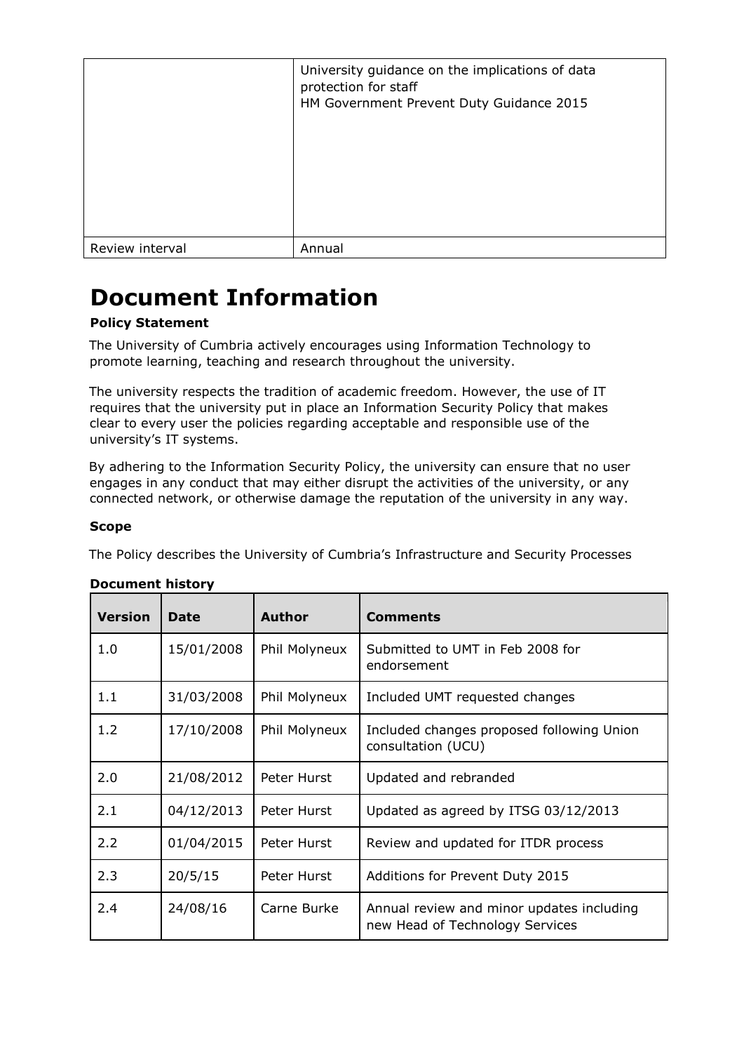| | |
|---|---|
| | University guidance on the implications of data protection for staff<br>HM Government Prevent Duty Guidance 2015 |
| Review interval | Annual |

# Document Information

**Policy Statement**

The University of Cumbria actively encourages using Information Technology to promote learning, teaching and research throughout the university.

The university respects the tradition of academic freedom. However, the use of IT requires that the university put in place an Information Security Policy that makes clear to every user the policies regarding acceptable and responsible use of the university's IT systems.

By adhering to the Information Security Policy, the university can ensure that no user engages in any conduct that may either disrupt the activities of the university, or any connected network, or otherwise damage the reputation of the university in any way.

**Scope**

The Policy describes the University of Cumbria's Infrastructure and Security Processes

**Document history**

| Version | Date | Author | Comments |
|---|---|---|---|
| 1.0 | 15/01/2008 | Phil Molyneux | Submitted to UMT in Feb 2008 for endorsement |
| 1.1 | 31/03/2008 | Phil Molyneux | Included UMT requested changes |
| 1.2 | 17/10/2008 | Phil Molyneux | Included changes proposed following Union consultation (UCU) |
| 2.0 | 21/08/2012 | Peter Hurst | Updated and rebranded |
| 2.1 | 04/12/2013 | Peter Hurst | Updated as agreed by ITSG 03/12/2013 |
| 2.2 | 01/04/2015 | Peter Hurst | Review and updated for ITDR process |
| 2.3 | 20/5/15 | Peter Hurst | Additions for Prevent Duty 2015 |
| 2.4 | 24/08/16 | Carne Burke | Annual review and minor updates including new Head of Technology Services |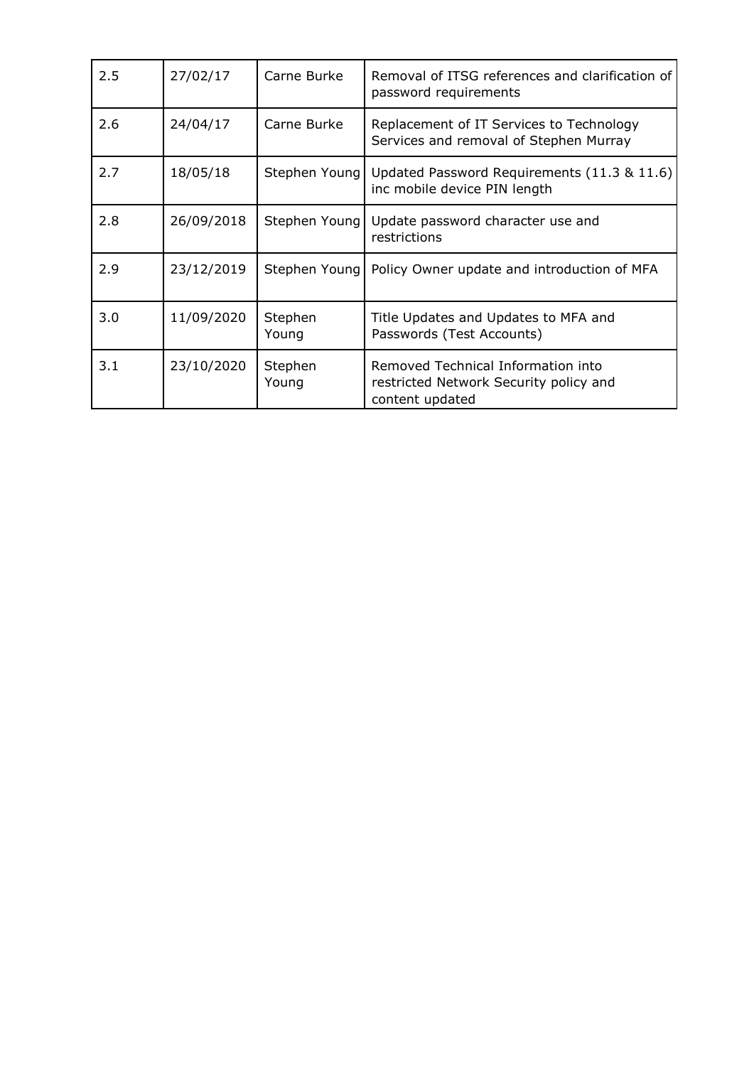| 2.5 | 27/02/17 | Carne Burke | Removal of ITSG references and clarification of password requirements |
|---|---|---|---|
| 2.6 | 24/04/17 | Carne Burke | Replacement of IT Services to Technology Services and removal of Stephen Murray |
| 2.7 | 18/05/18 | Stephen Young | Updated Password Requirements (11.3 & 11.6) inc mobile device PIN length |
| 2.8 | 26/09/2018 | Stephen Young | Update password character use and restrictions |
| 2.9 | 23/12/2019 | Stephen Young | Policy Owner update and introduction of MFA |
| 3.0 | 11/09/2020 | Stephen Young | Title Updates and Updates to MFA and Passwords (Test Accounts) |
| 3.1 | 23/10/2020 | Stephen Young | Removed Technical Information into restricted Network Security policy and content updated |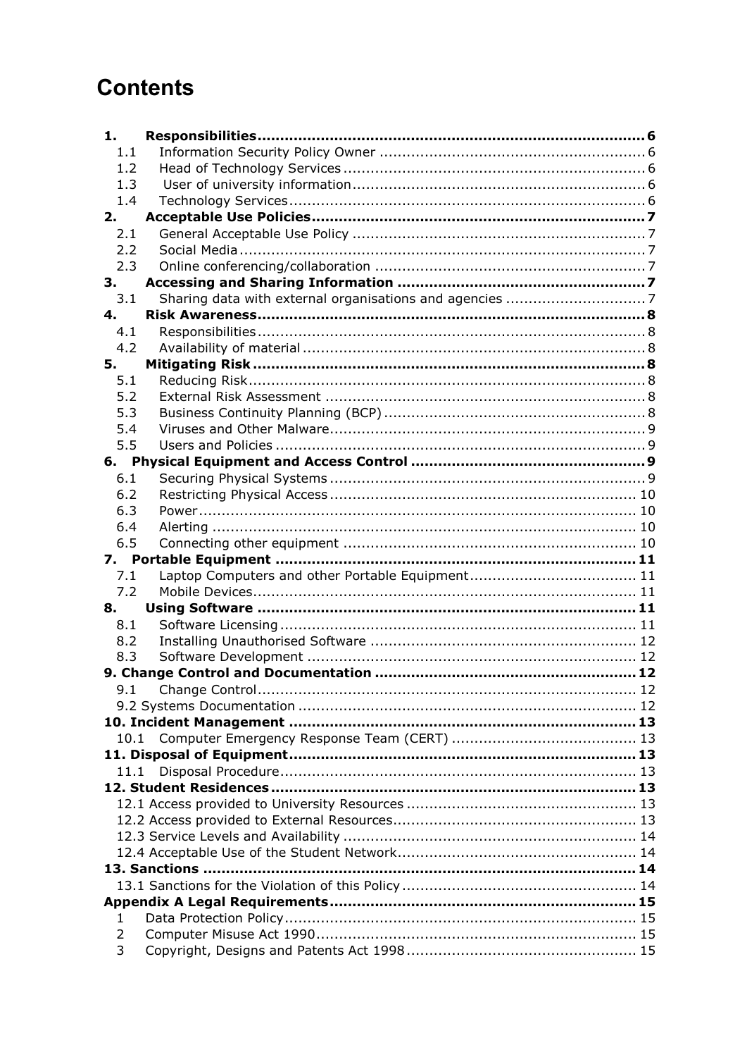# Contents

| | | |
|---|---|---|
| **1.** | **Responsibilities** | **6** |
| 1.1 | Information Security Policy Owner | 6 |
| 1.2 | Head of Technology Services | 6 |
| 1.3 | User of university information | 6 |
| 1.4 | Technology Services | 6 |
| **2.** | **Acceptable Use Policies** | **7** |
| 2.1 | General Acceptable Use Policy | 7 |
| 2.2 | Social Media | 7 |
| 2.3 | Online conferencing/collaboration | 7 |
| **3.** | **Accessing and Sharing Information** | **7** |
| 3.1 | Sharing data with external organisations and agencies | 7 |
| **4.** | **Risk Awareness** | **8** |
| 4.1 | Responsibilities | 8 |
| 4.2 | Availability of material | 8 |
| **5.** | **Mitigating Risk** | **8** |
| 5.1 | Reducing Risk | 8 |
| 5.2 | External Risk Assessment | 8 |
| 5.3 | Business Continuity Planning (BCP) | 8 |
| 5.4 | Viruses and Other Malware | 9 |
| 5.5 | Users and Policies | 9 |
| **6.** | **Physical Equipment and Access Control** | **9** |
| 6.1 | Securing Physical Systems | 9 |
| 6.2 | Restricting Physical Access | 10 |
| 6.3 | Power | 10 |
| 6.4 | Alerting | 10 |
| 6.5 | Connecting other equipment | 10 |
| **7.** | **Portable Equipment** | **11** |
| 7.1 | Laptop Computers and other Portable Equipment | 11 |
| 7.2 | Mobile Devices | 11 |
| **8.** | **Using Software** | **11** |
| 8.1 | Software Licensing | 11 |
| 8.2 | Installing Unauthorised Software | 12 |
| 8.3 | Software Development | 12 |
| **9.** | **Change Control and Documentation** | **12** |
| 9.1 | Change Control | 12 |
| 9.2 | Systems Documentation | 12 |
| **10.** | **Incident Management** | **13** |
| 10.1 | Computer Emergency Response Team (CERT) | 13 |
| **11.** | **Disposal of Equipment** | **13** |
| 11.1 | Disposal Procedure | 13 |
| **12.** | **Student Residences** | **13** |
| 12.1 | Access provided to University Resources | 13 |
| 12.2 | Access provided to External Resources | 13 |
| 12.3 | Service Levels and Availability | 14 |
| 12.4 | Acceptable Use of the Student Network | 14 |
| **13.** | **Sanctions** | **14** |
| 13.1 | Sanctions for the Violation of this Policy | 14 |
| | **Appendix A Legal Requirements** | **15** |
| 1 | Data Protection Policy | 15 |
| 2 | Computer Misuse Act 1990 | 15 |
| 3 | Copyright, Designs and Patents Act 1998 | 15 |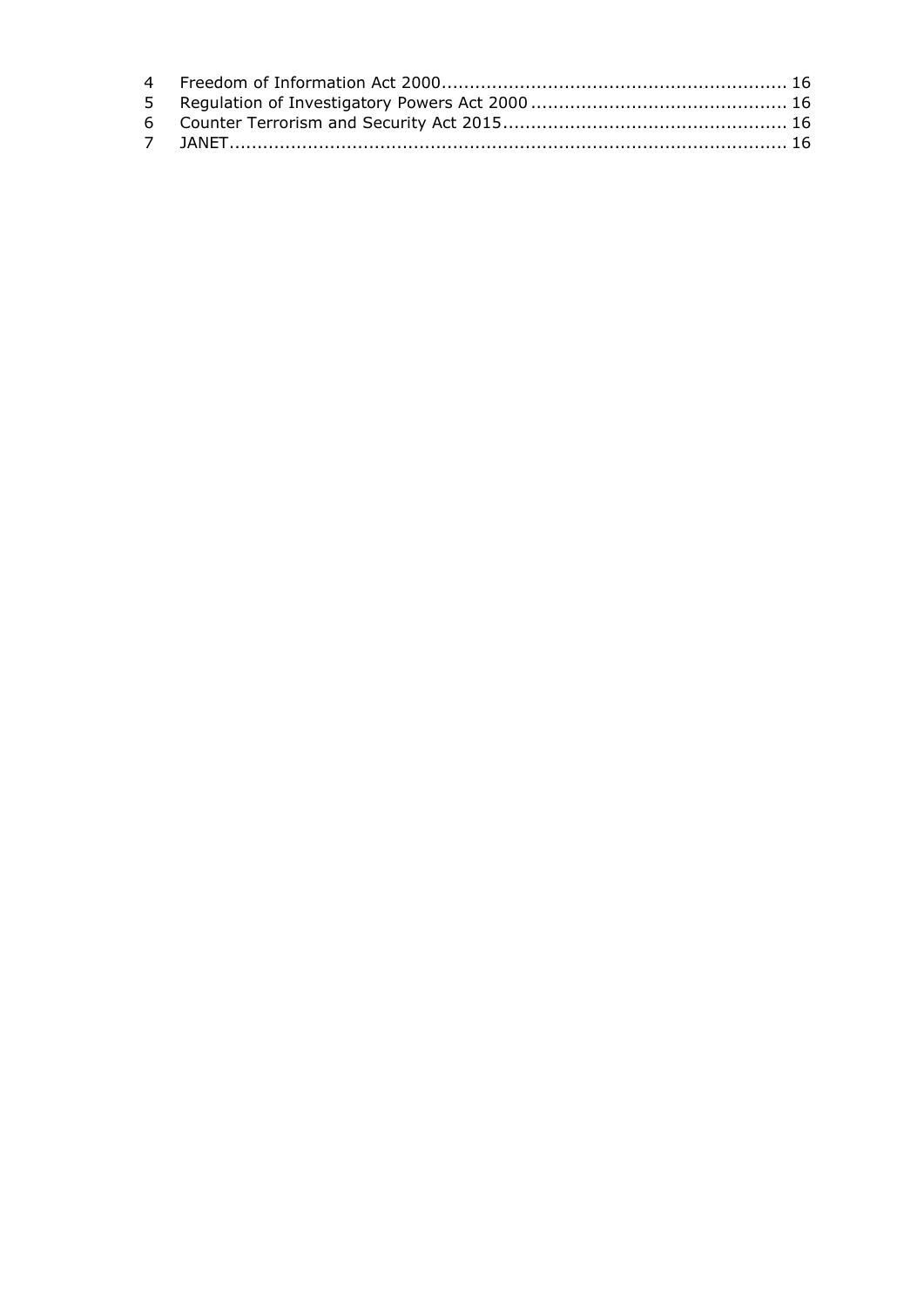4 Freedom of Information Act 2000 .............................................................. 16
5 Regulation of Investigatory Powers Act 2000 .............................................. 16
6 Counter Terrorism and Security Act 2015 ................................................... 16
7 JANET ..................................................................................................... 16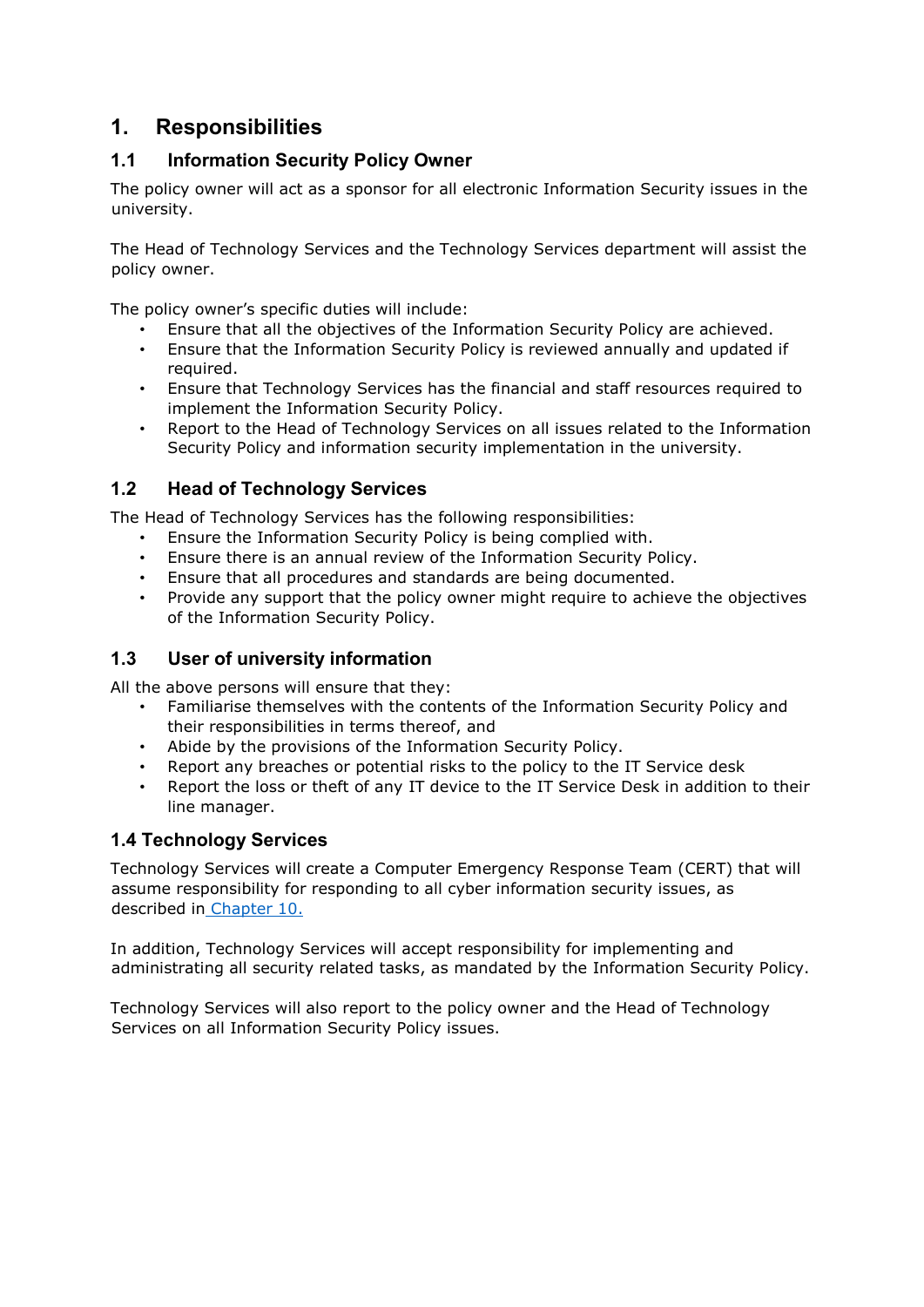# 1. Responsibilities

## 1.1 Information Security Policy Owner

The policy owner will act as a sponsor for all electronic Information Security issues in the university.

The Head of Technology Services and the Technology Services department will assist the policy owner.

The policy owner's specific duties will include:

- Ensure that all the objectives of the Information Security Policy are achieved.
- Ensure that the Information Security Policy is reviewed annually and updated if required.
- Ensure that Technology Services has the financial and staff resources required to implement the Information Security Policy.
- Report to the Head of Technology Services on all issues related to the Information Security Policy and information security implementation in the university.

## 1.2 Head of Technology Services

The Head of Technology Services has the following responsibilities:

- Ensure the Information Security Policy is being complied with.
- Ensure there is an annual review of the Information Security Policy.
- Ensure that all procedures and standards are being documented.
- Provide any support that the policy owner might require to achieve the objectives of the Information Security Policy.

## 1.3 User of university information

All the above persons will ensure that they:

- Familiarise themselves with the contents of the Information Security Policy and their responsibilities in terms thereof, and
- Abide by the provisions of the Information Security Policy.
- Report any breaches or potential risks to the policy to the IT Service desk
- Report the loss or theft of any IT device to the IT Service Desk in addition to their line manager.

## 1.4 Technology Services

Technology Services will create a Computer Emergency Response Team (CERT) that will assume responsibility for responding to all cyber information security issues, as described in Chapter 10.

In addition, Technology Services will accept responsibility for implementing and administrating all security related tasks, as mandated by the Information Security Policy.

Technology Services will also report to the policy owner and the Head of Technology Services on all Information Security Policy issues.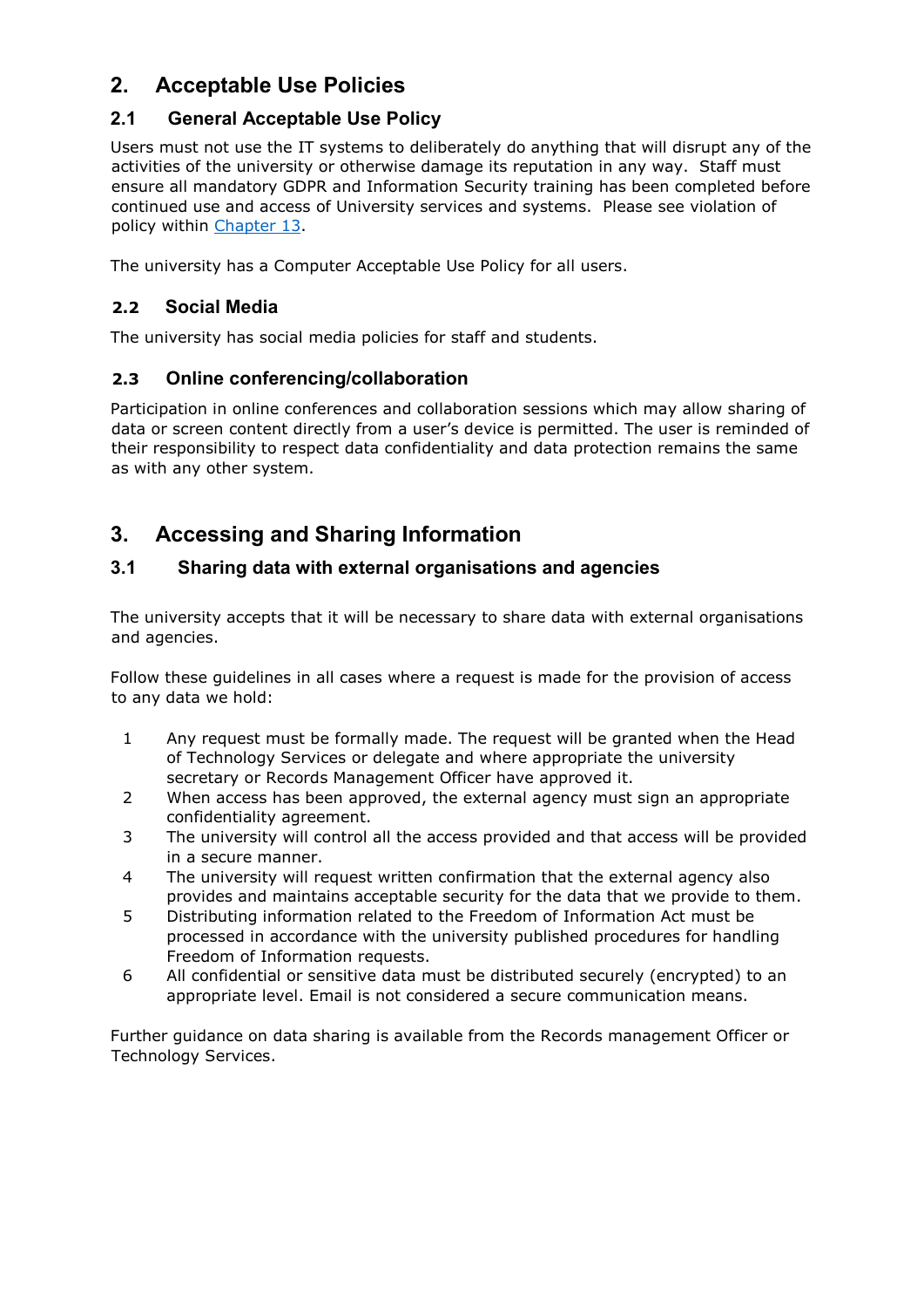## 2. Acceptable Use Policies

### 2.1 General Acceptable Use Policy

Users must not use the IT systems to deliberately do anything that will disrupt any of the activities of the university or otherwise damage its reputation in any way. Staff must ensure all mandatory GDPR and Information Security training has been completed before continued use and access of University services and systems. Please see violation of policy within Chapter 13.

The university has a Computer Acceptable Use Policy for all users.

### 2.2 Social Media

The university has social media policies for staff and students.

### 2.3 Online conferencing/collaboration

Participation in online conferences and collaboration sessions which may allow sharing of data or screen content directly from a user's device is permitted. The user is reminded of their responsibility to respect data confidentiality and data protection remains the same as with any other system.

## 3. Accessing and Sharing Information

### 3.1 Sharing data with external organisations and agencies

The university accepts that it will be necessary to share data with external organisations and agencies.

Follow these guidelines in all cases where a request is made for the provision of access to any data we hold:

1. Any request must be formally made. The request will be granted when the Head of Technology Services or delegate and where appropriate the university secretary or Records Management Officer have approved it.
2. When access has been approved, the external agency must sign an appropriate confidentiality agreement.
3. The university will control all the access provided and that access will be provided in a secure manner.
4. The university will request written confirmation that the external agency also provides and maintains acceptable security for the data that we provide to them.
5. Distributing information related to the Freedom of Information Act must be processed in accordance with the university published procedures for handling Freedom of Information requests.
6. All confidential or sensitive data must be distributed securely (encrypted) to an appropriate level. Email is not considered a secure communication means.

Further guidance on data sharing is available from the Records management Officer or Technology Services.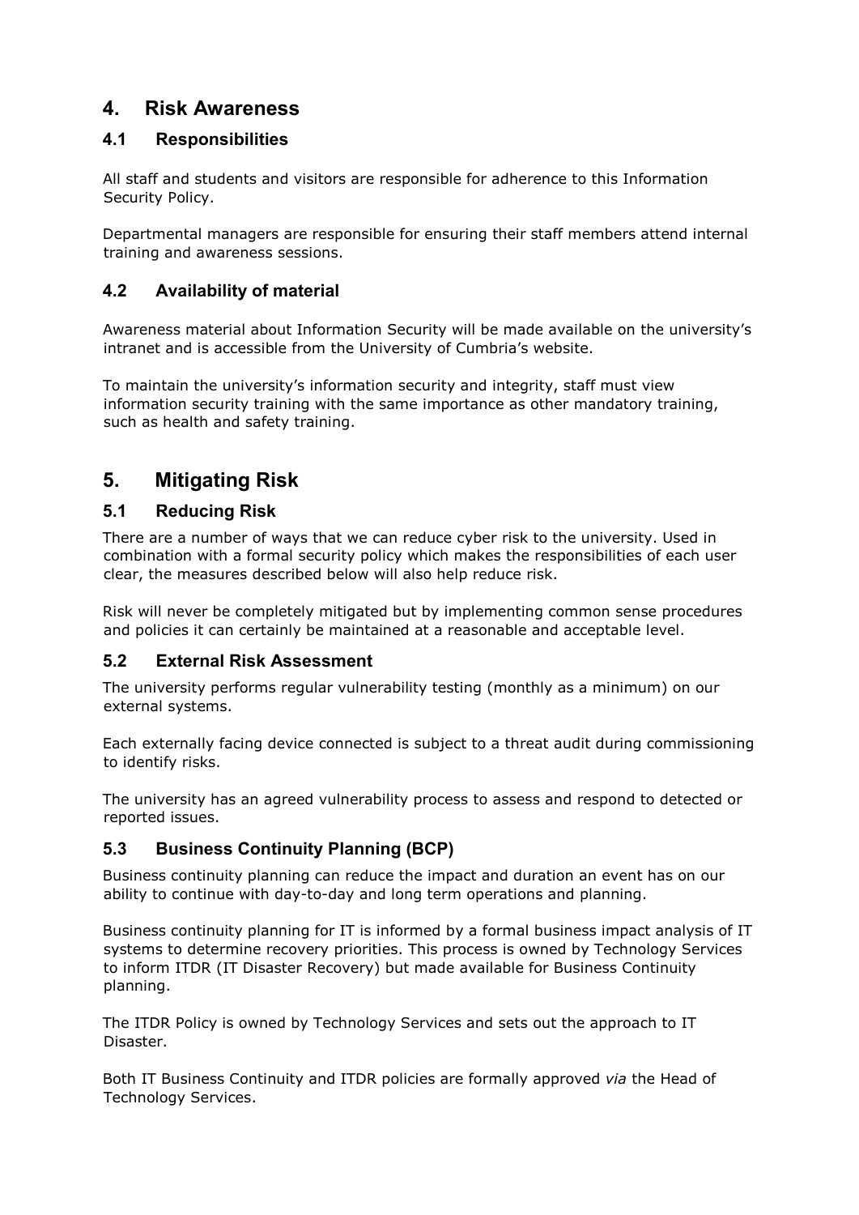## 4. Risk Awareness

### 4.1 Responsibilities

All staff and students and visitors are responsible for adherence to this Information Security Policy.

Departmental managers are responsible for ensuring their staff members attend internal training and awareness sessions.

### 4.2 Availability of material

Awareness material about Information Security will be made available on the university's intranet and is accessible from the University of Cumbria's website.

To maintain the university's information security and integrity, staff must view information security training with the same importance as other mandatory training, such as health and safety training.

## 5. Mitigating Risk

### 5.1 Reducing Risk

There are a number of ways that we can reduce cyber risk to the university. Used in combination with a formal security policy which makes the responsibilities of each user clear, the measures described below will also help reduce risk.

Risk will never be completely mitigated but by implementing common sense procedures and policies it can certainly be maintained at a reasonable and acceptable level.

### 5.2 External Risk Assessment

The university performs regular vulnerability testing (monthly as a minimum) on our external systems.

Each externally facing device connected is subject to a threat audit during commissioning to identify risks.

The university has an agreed vulnerability process to assess and respond to detected or reported issues.

### 5.3 Business Continuity Planning (BCP)

Business continuity planning can reduce the impact and duration an event has on our ability to continue with day-to-day and long term operations and planning.

Business continuity planning for IT is informed by a formal business impact analysis of IT systems to determine recovery priorities. This process is owned by Technology Services to inform ITDR (IT Disaster Recovery) but made available for Business Continuity planning.

The ITDR Policy is owned by Technology Services and sets out the approach to IT Disaster.

Both IT Business Continuity and ITDR policies are formally approved *via* the Head of Technology Services.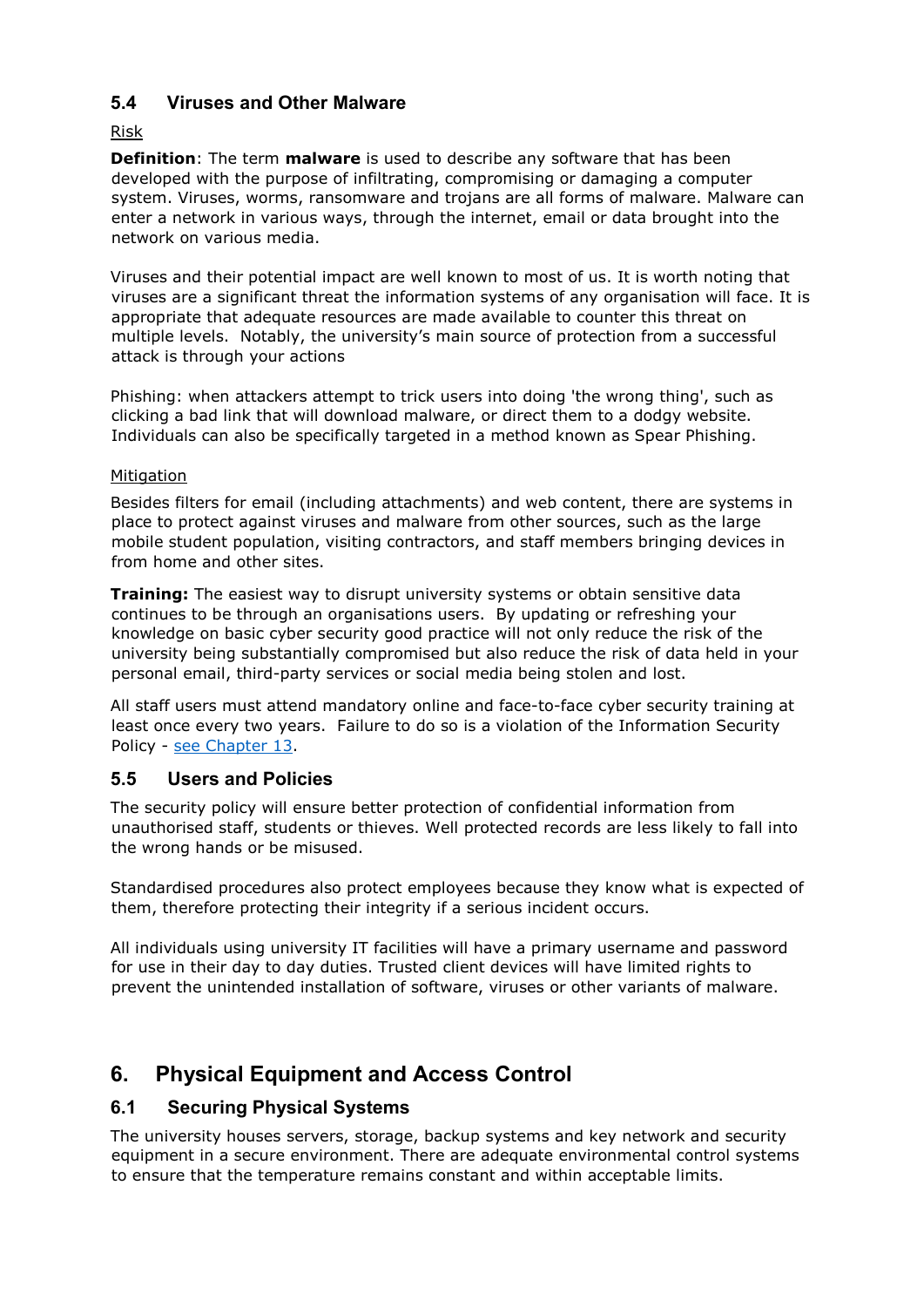### 5.4 Viruses and Other Malware

Risk

**Definition**: The term **malware** is used to describe any software that has been developed with the purpose of infiltrating, compromising or damaging a computer system. Viruses, worms, ransomware and trojans are all forms of malware. Malware can enter a network in various ways, through the internet, email or data brought into the network on various media.

Viruses and their potential impact are well known to most of us. It is worth noting that viruses are a significant threat the information systems of any organisation will face. It is appropriate that adequate resources are made available to counter this threat on multiple levels. Notably, the university's main source of protection from a successful attack is through your actions

Phishing: when attackers attempt to trick users into doing 'the wrong thing', such as clicking a bad link that will download malware, or direct them to a dodgy website. Individuals can also be specifically targeted in a method known as Spear Phishing.

Mitigation

Besides filters for email (including attachments) and web content, there are systems in place to protect against viruses and malware from other sources, such as the large mobile student population, visiting contractors, and staff members bringing devices in from home and other sites.

**Training:** The easiest way to disrupt university systems or obtain sensitive data continues to be through an organisations users. By updating or refreshing your knowledge on basic cyber security good practice will not only reduce the risk of the university being substantially compromised but also reduce the risk of data held in your personal email, third-party services or social media being stolen and lost.

All staff users must attend mandatory online and face-to-face cyber security training at least once every two years. Failure to do so is a violation of the Information Security Policy - see Chapter 13.

### 5.5 Users and Policies

The security policy will ensure better protection of confidential information from unauthorised staff, students or thieves. Well protected records are less likely to fall into the wrong hands or be misused.

Standardised procedures also protect employees because they know what is expected of them, therefore protecting their integrity if a serious incident occurs.

All individuals using university IT facilities will have a primary username and password for use in their day to day duties. Trusted client devices will have limited rights to prevent the unintended installation of software, viruses or other variants of malware.

## 6. Physical Equipment and Access Control

### 6.1 Securing Physical Systems

The university houses servers, storage, backup systems and key network and security equipment in a secure environment. There are adequate environmental control systems to ensure that the temperature remains constant and within acceptable limits.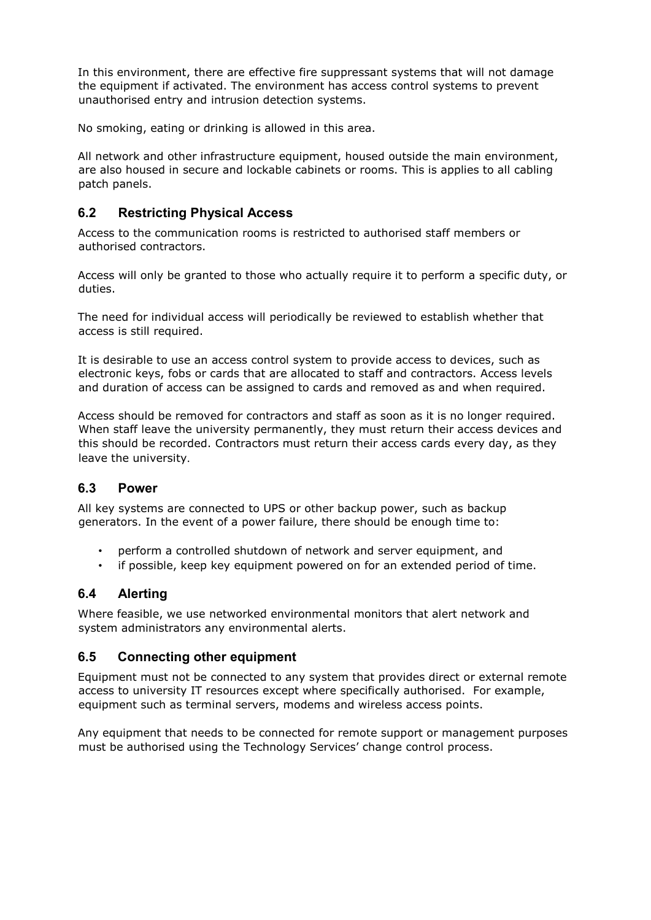In this environment, there are effective fire suppressant systems that will not damage the equipment if activated. The environment has access control systems to prevent unauthorised entry and intrusion detection systems.

No smoking, eating or drinking is allowed in this area.

All network and other infrastructure equipment, housed outside the main environment, are also housed in secure and lockable cabinets or rooms. This is applies to all cabling patch panels.

## 6.2 Restricting Physical Access

Access to the communication rooms is restricted to authorised staff members or authorised contractors.

Access will only be granted to those who actually require it to perform a specific duty, or duties.

The need for individual access will periodically be reviewed to establish whether that access is still required.

It is desirable to use an access control system to provide access to devices, such as electronic keys, fobs or cards that are allocated to staff and contractors. Access levels and duration of access can be assigned to cards and removed as and when required.

Access should be removed for contractors and staff as soon as it is no longer required. When staff leave the university permanently, they must return their access devices and this should be recorded. Contractors must return their access cards every day, as they leave the university.

## 6.3 Power

All key systems are connected to UPS or other backup power, such as backup generators. In the event of a power failure, there should be enough time to:

- perform a controlled shutdown of network and server equipment, and
- if possible, keep key equipment powered on for an extended period of time.

## 6.4 Alerting

Where feasible, we use networked environmental monitors that alert network and system administrators any environmental alerts.

## 6.5 Connecting other equipment

Equipment must not be connected to any system that provides direct or external remote access to university IT resources except where specifically authorised. For example, equipment such as terminal servers, modems and wireless access points.

Any equipment that needs to be connected for remote support or management purposes must be authorised using the Technology Services' change control process.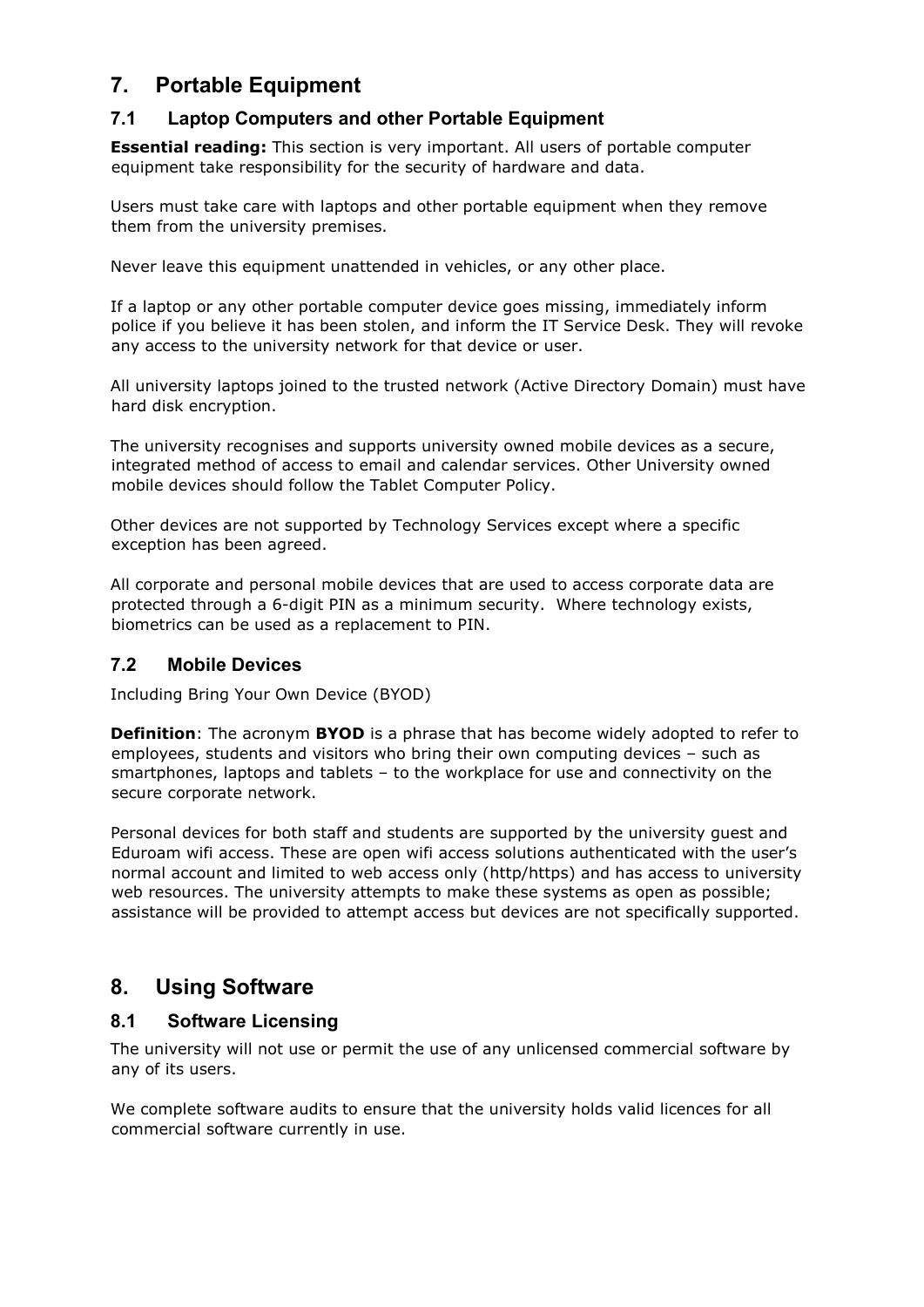## 7. Portable Equipment

### 7.1 Laptop Computers and other Portable Equipment

**Essential reading:** This section is very important. All users of portable computer equipment take responsibility for the security of hardware and data.

Users must take care with laptops and other portable equipment when they remove them from the university premises.

Never leave this equipment unattended in vehicles, or any other place.

If a laptop or any other portable computer device goes missing, immediately inform police if you believe it has been stolen, and inform the IT Service Desk. They will revoke any access to the university network for that device or user.

All university laptops joined to the trusted network (Active Directory Domain) must have hard disk encryption.

The university recognises and supports university owned mobile devices as a secure, integrated method of access to email and calendar services. Other University owned mobile devices should follow the Tablet Computer Policy.

Other devices are not supported by Technology Services except where a specific exception has been agreed.

All corporate and personal mobile devices that are used to access corporate data are protected through a 6-digit PIN as a minimum security. Where technology exists, biometrics can be used as a replacement to PIN.

### 7.2 Mobile Devices

Including Bring Your Own Device (BYOD)

**Definition**: The acronym **BYOD** is a phrase that has become widely adopted to refer to employees, students and visitors who bring their own computing devices – such as smartphones, laptops and tablets – to the workplace for use and connectivity on the secure corporate network.

Personal devices for both staff and students are supported by the university guest and Eduroam wifi access. These are open wifi access solutions authenticated with the user's normal account and limited to web access only (http/https) and has access to university web resources. The university attempts to make these systems as open as possible; assistance will be provided to attempt access but devices are not specifically supported.

## 8. Using Software

### 8.1 Software Licensing

The university will not use or permit the use of any unlicensed commercial software by any of its users.

We complete software audits to ensure that the university holds valid licences for all commercial software currently in use.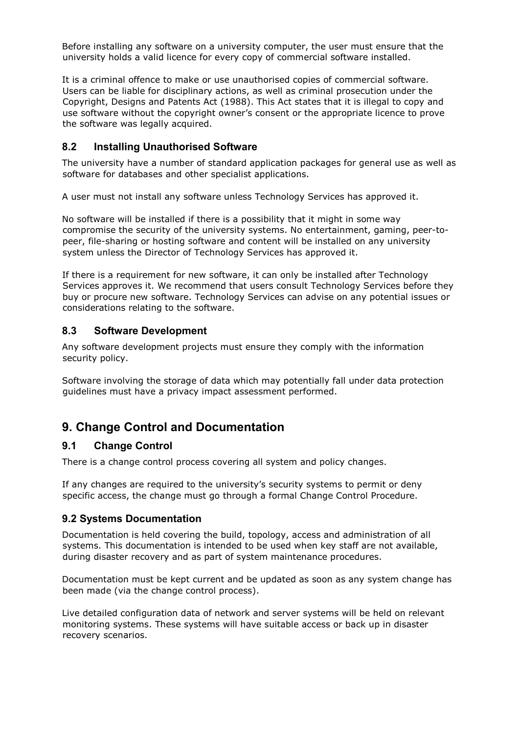Before installing any software on a university computer, the user must ensure that the university holds a valid licence for every copy of commercial software installed.

It is a criminal offence to make or use unauthorised copies of commercial software. Users can be liable for disciplinary actions, as well as criminal prosecution under the Copyright, Designs and Patents Act (1988). This Act states that it is illegal to copy and use software without the copyright owner's consent or the appropriate licence to prove the software was legally acquired.

### 8.2 Installing Unauthorised Software

The university have a number of standard application packages for general use as well as software for databases and other specialist applications.

A user must not install any software unless Technology Services has approved it.

No software will be installed if there is a possibility that it might in some way compromise the security of the university systems. No entertainment, gaming, peer-to-peer, file-sharing or hosting software and content will be installed on any university system unless the Director of Technology Services has approved it.

If there is a requirement for new software, it can only be installed after Technology Services approves it. We recommend that users consult Technology Services before they buy or procure new software. Technology Services can advise on any potential issues or considerations relating to the software.

### 8.3 Software Development

Any software development projects must ensure they comply with the information security policy.

Software involving the storage of data which may potentially fall under data protection guidelines must have a privacy impact assessment performed.

## 9. Change Control and Documentation

### 9.1 Change Control

There is a change control process covering all system and policy changes.

If any changes are required to the university's security systems to permit or deny specific access, the change must go through a formal Change Control Procedure.

### 9.2 Systems Documentation

Documentation is held covering the build, topology, access and administration of all systems. This documentation is intended to be used when key staff are not available, during disaster recovery and as part of system maintenance procedures.

Documentation must be kept current and be updated as soon as any system change has been made (via the change control process).

Live detailed configuration data of network and server systems will be held on relevant monitoring systems. These systems will have suitable access or back up in disaster recovery scenarios.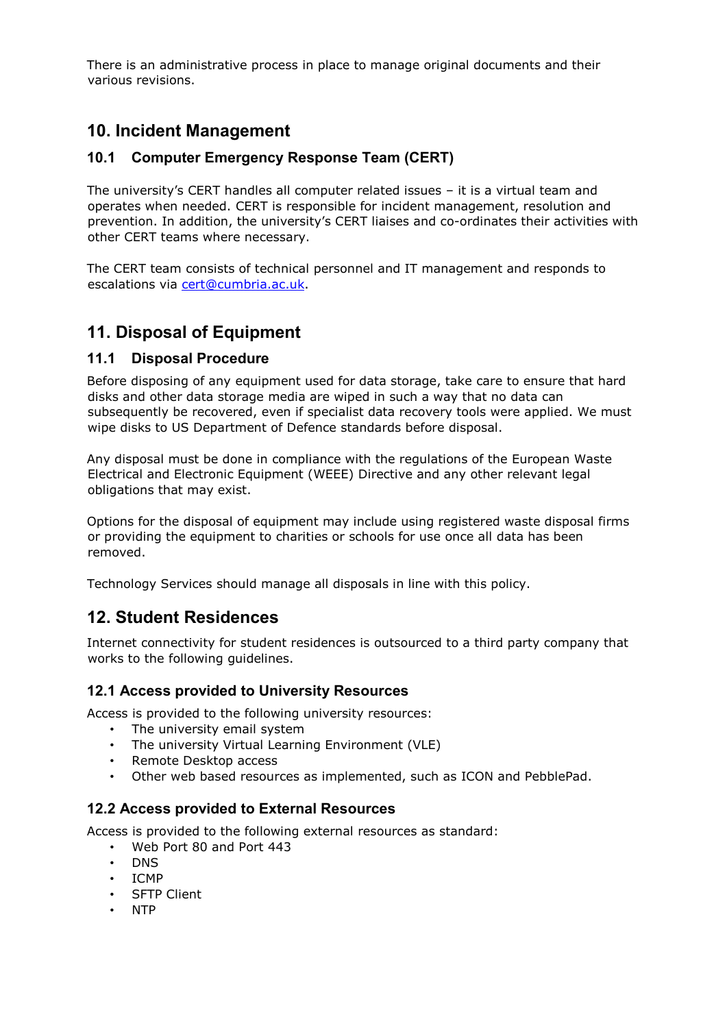There is an administrative process in place to manage original documents and their various revisions.

## 10. Incident Management

### 10.1 Computer Emergency Response Team (CERT)

The university's CERT handles all computer related issues – it is a virtual team and operates when needed. CERT is responsible for incident management, resolution and prevention. In addition, the university's CERT liaises and co-ordinates their activities with other CERT teams where necessary.

The CERT team consists of technical personnel and IT management and responds to escalations via [cert@cumbria.ac.uk](mailto:cert@cumbria.ac.uk).

## 11. Disposal of Equipment

### 11.1 Disposal Procedure

Before disposing of any equipment used for data storage, take care to ensure that hard disks and other data storage media are wiped in such a way that no data can subsequently be recovered, even if specialist data recovery tools were applied. We must wipe disks to US Department of Defence standards before disposal.

Any disposal must be done in compliance with the regulations of the European Waste Electrical and Electronic Equipment (WEEE) Directive and any other relevant legal obligations that may exist.

Options for the disposal of equipment may include using registered waste disposal firms or providing the equipment to charities or schools for use once all data has been removed.

Technology Services should manage all disposals in line with this policy.

## 12. Student Residences

Internet connectivity for student residences is outsourced to a third party company that works to the following guidelines.

### 12.1 Access provided to University Resources

Access is provided to the following university resources:

- The university email system
- The university Virtual Learning Environment (VLE)
- Remote Desktop access
- Other web based resources as implemented, such as ICON and PebblePad.

### 12.2 Access provided to External Resources

Access is provided to the following external resources as standard:

- Web Port 80 and Port 443
- DNS
- ICMP
- SFTP Client
- NTP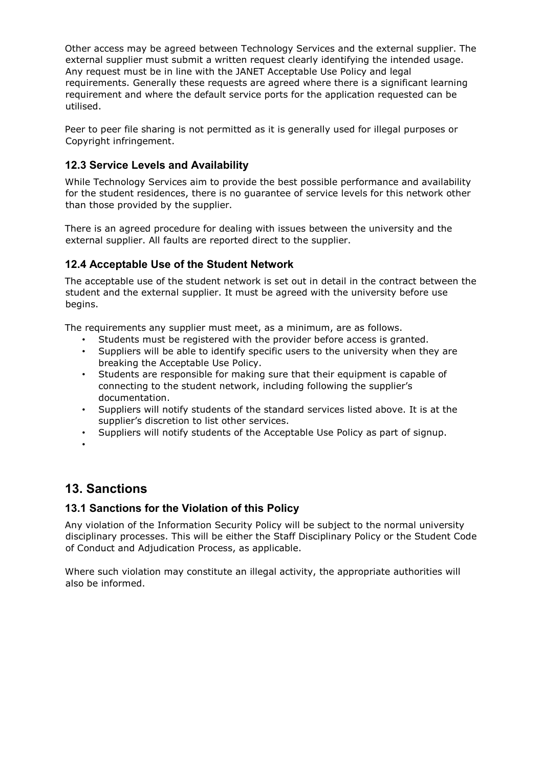Other access may be agreed between Technology Services and the external supplier. The external supplier must submit a written request clearly identifying the intended usage. Any request must be in line with the JANET Acceptable Use Policy and legal requirements. Generally these requests are agreed where there is a significant learning requirement and where the default service ports for the application requested can be utilised.

Peer to peer file sharing is not permitted as it is generally used for illegal purposes or Copyright infringement.

### 12.3 Service Levels and Availability

While Technology Services aim to provide the best possible performance and availability for the student residences, there is no guarantee of service levels for this network other than those provided by the supplier.

There is an agreed procedure for dealing with issues between the university and the external supplier. All faults are reported direct to the supplier.

### 12.4 Acceptable Use of the Student Network

The acceptable use of the student network is set out in detail in the contract between the student and the external supplier. It must be agreed with the university before use begins.

The requirements any supplier must meet, as a minimum, are as follows.

- Students must be registered with the provider before access is granted.
- Suppliers will be able to identify specific users to the university when they are breaking the Acceptable Use Policy.
- Students are responsible for making sure that their equipment is capable of connecting to the student network, including following the supplier's documentation.
- Suppliers will notify students of the standard services listed above. It is at the supplier's discretion to list other services.
- Suppliers will notify students of the Acceptable Use Policy as part of signup.

## 13. Sanctions

### 13.1 Sanctions for the Violation of this Policy

Any violation of the Information Security Policy will be subject to the normal university disciplinary processes. This will be either the Staff Disciplinary Policy or the Student Code of Conduct and Adjudication Process, as applicable.

Where such violation may constitute an illegal activity, the appropriate authorities will also be informed.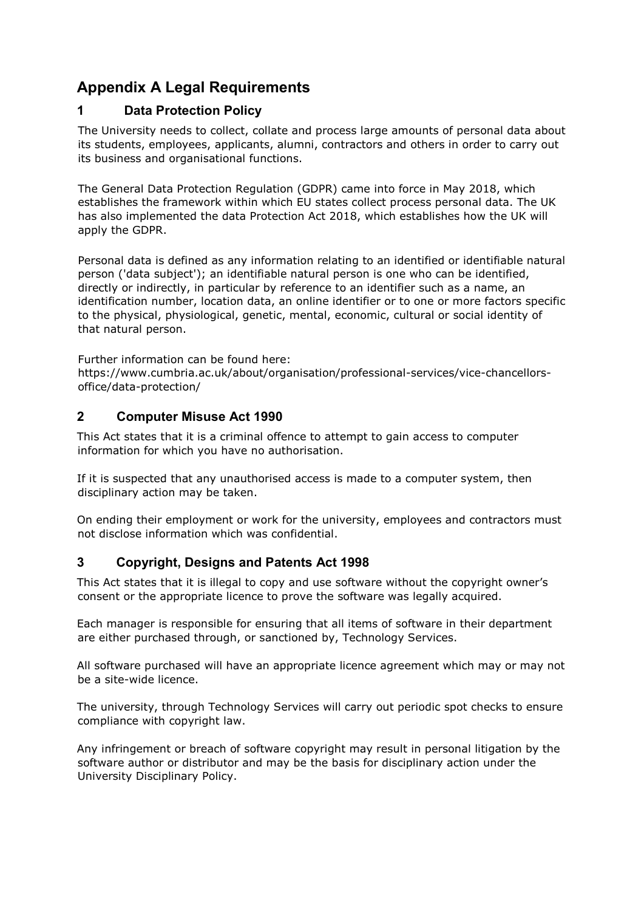# Appendix A Legal Requirements

## 1 Data Protection Policy

The University needs to collect, collate and process large amounts of personal data about its students, employees, applicants, alumni, contractors and others in order to carry out its business and organisational functions.

The General Data Protection Regulation (GDPR) came into force in May 2018, which establishes the framework within which EU states collect process personal data. The UK has also implemented the data Protection Act 2018, which establishes how the UK will apply the GDPR.

Personal data is defined as any information relating to an identified or identifiable natural person ('data subject'); an identifiable natural person is one who can be identified, directly or indirectly, in particular by reference to an identifier such as a name, an identification number, location data, an online identifier or to one or more factors specific to the physical, physiological, genetic, mental, economic, cultural or social identity of that natural person.

Further information can be found here:
https://www.cumbria.ac.uk/about/organisation/professional-services/vice-chancellors-office/data-protection/

## 2 Computer Misuse Act 1990

This Act states that it is a criminal offence to attempt to gain access to computer information for which you have no authorisation.

If it is suspected that any unauthorised access is made to a computer system, then disciplinary action may be taken.

On ending their employment or work for the university, employees and contractors must not disclose information which was confidential.

## 3 Copyright, Designs and Patents Act 1998

This Act states that it is illegal to copy and use software without the copyright owner's consent or the appropriate licence to prove the software was legally acquired.

Each manager is responsible for ensuring that all items of software in their department are either purchased through, or sanctioned by, Technology Services.

All software purchased will have an appropriate licence agreement which may or may not be a site-wide licence.

The university, through Technology Services will carry out periodic spot checks to ensure compliance with copyright law.

Any infringement or breach of software copyright may result in personal litigation by the software author or distributor and may be the basis for disciplinary action under the University Disciplinary Policy.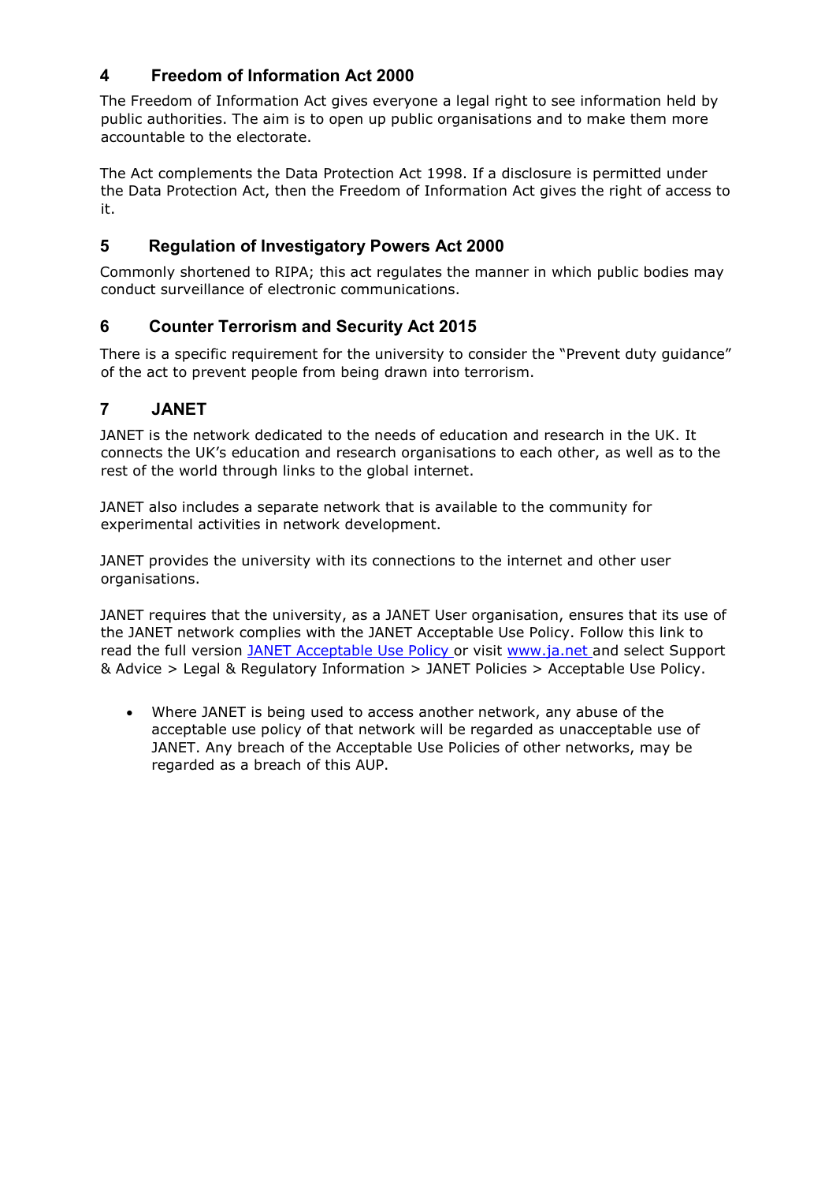## 4 Freedom of Information Act 2000

The Freedom of Information Act gives everyone a legal right to see information held by public authorities. The aim is to open up public organisations and to make them more accountable to the electorate.

The Act complements the Data Protection Act 1998. If a disclosure is permitted under the Data Protection Act, then the Freedom of Information Act gives the right of access to it.

## 5 Regulation of Investigatory Powers Act 2000

Commonly shortened to RIPA; this act regulates the manner in which public bodies may conduct surveillance of electronic communications.

## 6 Counter Terrorism and Security Act 2015

There is a specific requirement for the university to consider the "Prevent duty guidance" of the act to prevent people from being drawn into terrorism.

## 7 JANET

JANET is the network dedicated to the needs of education and research in the UK. It connects the UK's education and research organisations to each other, as well as to the rest of the world through links to the global internet.

JANET also includes a separate network that is available to the community for experimental activities in network development.

JANET provides the university with its connections to the internet and other user organisations.

JANET requires that the university, as a JANET User organisation, ensures that its use of the JANET network complies with the JANET Acceptable Use Policy. Follow this link to read the full version [JANET Acceptable Use Policy](#) or visit [www.ja.net](http://www.ja.net) and select Support & Advice > Legal & Regulatory Information > JANET Policies > Acceptable Use Policy.

- Where JANET is being used to access another network, any abuse of the acceptable use policy of that network will be regarded as unacceptable use of JANET. Any breach of the Acceptable Use Policies of other networks, may be regarded as a breach of this AUP.